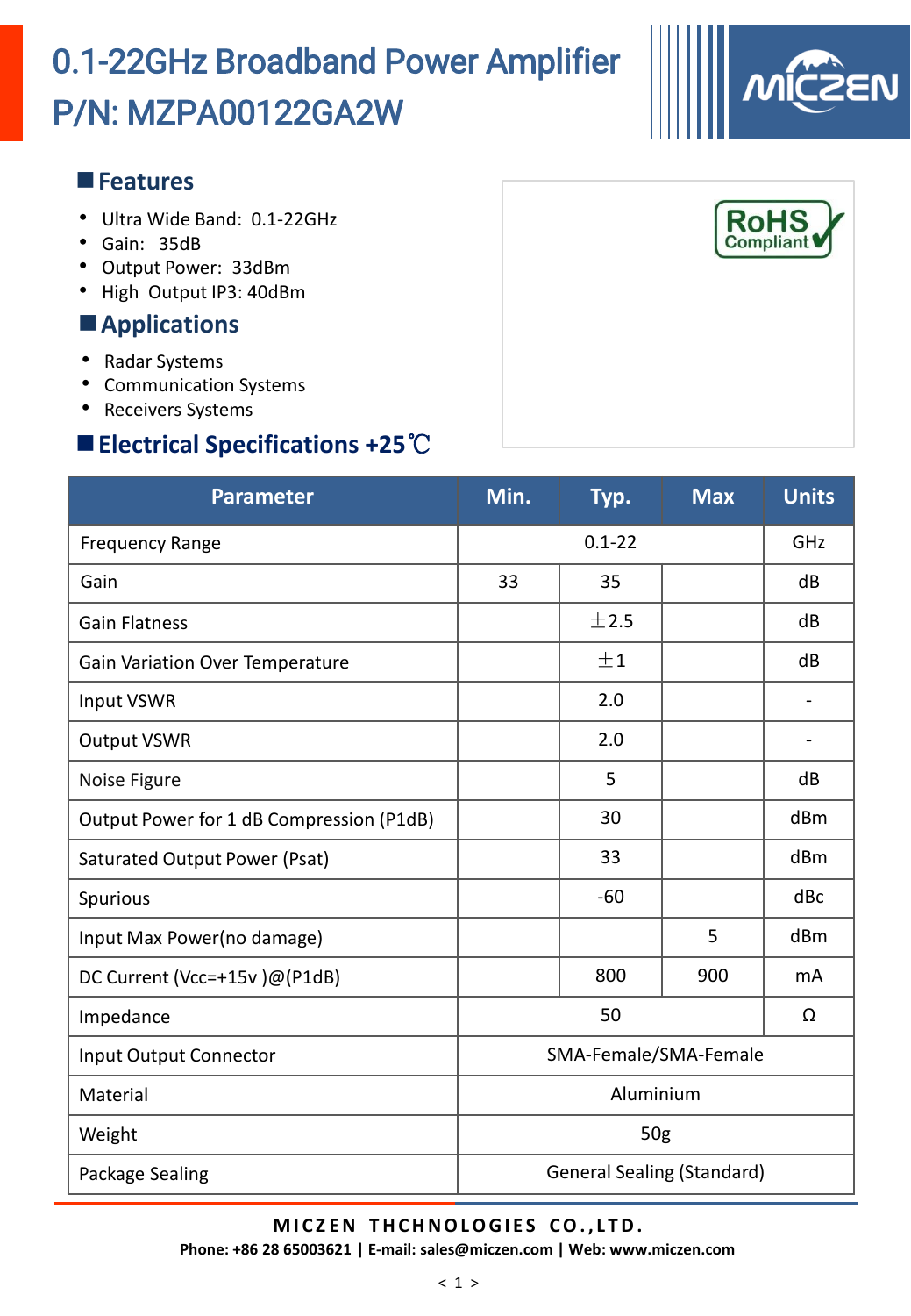# 0.1-22GHz Broadband Power Amplifier
# P/N: MZPA00122GA2W

## Features

- Ultra Wide Band: 0.1-22GHz
- Gain: 35dB
- Output Power: 33dBm
- High Output IP3: 40dBm

## Applications

- Radar Systems
- Communication Systems
- Receivers Systems

## Electrical Specifications +25℃

| Parameter | Min. | Typ. | Max | Units |
|---|---|---|---|---|
| Frequency Range | | 0.1-22 | | GHz |
| Gain | 33 | 35 | | dB |
| Gain Flatness | | ±2.5 | | dB |
| Gain Variation Over Temperature | | ±1 | | dB |
| Input VSWR | | 2.0 | | - |
| Output VSWR | | 2.0 | | - |
| Noise Figure | | 5 | | dB |
| Output Power for 1 dB Compression (P1dB) | | 30 | | dBm |
| Saturated Output Power (Psat) | | 33 | | dBm |
| Spurious | | -60 | | dBc |
| Input Max Power(no damage) | | | 5 | dBm |
| DC Current (Vcc=+15v )@(P1dB) | | 800 | 900 | mA |
| Impedance | | 50 | | Ω |
| Input Output Connector | | SMA-Female/SMA-Female | | |
| Material | | Aluminium | | |
| Weight | | 50g | | |
| Package Sealing | | General Sealing (Standard) | | |

**MICZEN THCHNOLOGIES CO.,LTD.**

**Phone: +86 28 65003621 | E-mail: sales@miczen.com | Web: www.miczen.com**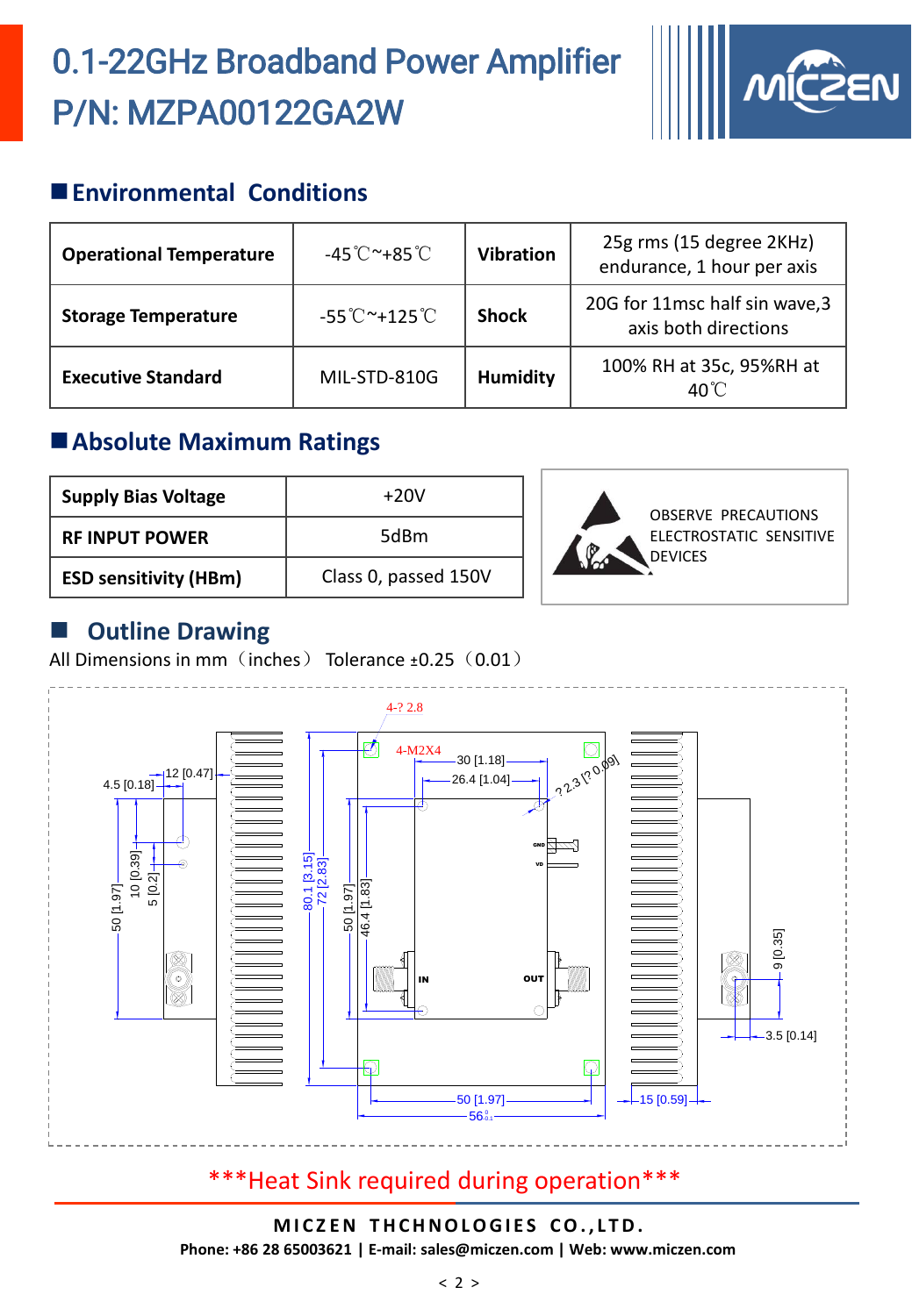# 0.1-22GHz Broadband Power Amplifier
# P/N: MZPA00122GA2W

## Environmental Conditions

| | | | |
|---|---|---|---|
| **Operational Temperature** | -45℃~+85℃ | **Vibration** | 25g rms (15 degree 2KHz) endurance, 1 hour per axis |
| **Storage Temperature** | -55℃~+125℃ | **Shock** | 20G for 11msc half sin wave,3 axis both directions |
| **Executive Standard** | MIL-STD-810G | **Humidity** | 100% RH at 35c, 95%RH at 40℃ |

## Absolute Maximum Ratings

| | |
|---|---|
| **Supply Bias Voltage** | +20V |
| **RF INPUT POWER** | 5dBm |
| **ESD sensitivity (HBm)** | Class 0, passed 150V |

OBSERVE PRECAUTIONS ELECTROSTATIC SENSITIVE DEVICES

## Outline Drawing

All Dimensions in mm（inches） Tolerance ±0.25（0.01）

4-? 2.8
4-M2X4
30 [1.18]
26.4 [1.04]
? 2.3 [? 0.09]
12 [0.47]
4.5 [0.18]
50 [1.97]
10 [0.39]
5 [0.2]
80.1 [3.15]
72 [2.83]
50 [1.97]
46.4 [1.83]
GND
VD
IN
OUT
9 [0.35]
3.5 [0.14]
50 [1.97]
56
15 [0.59]

***Heat Sink required during operation***

MICZEN THCHNOLOGIES CO.,LTD.
Phone: +86 28 65003621 | E-mail: sales@miczen.com | Web: www.miczen.com